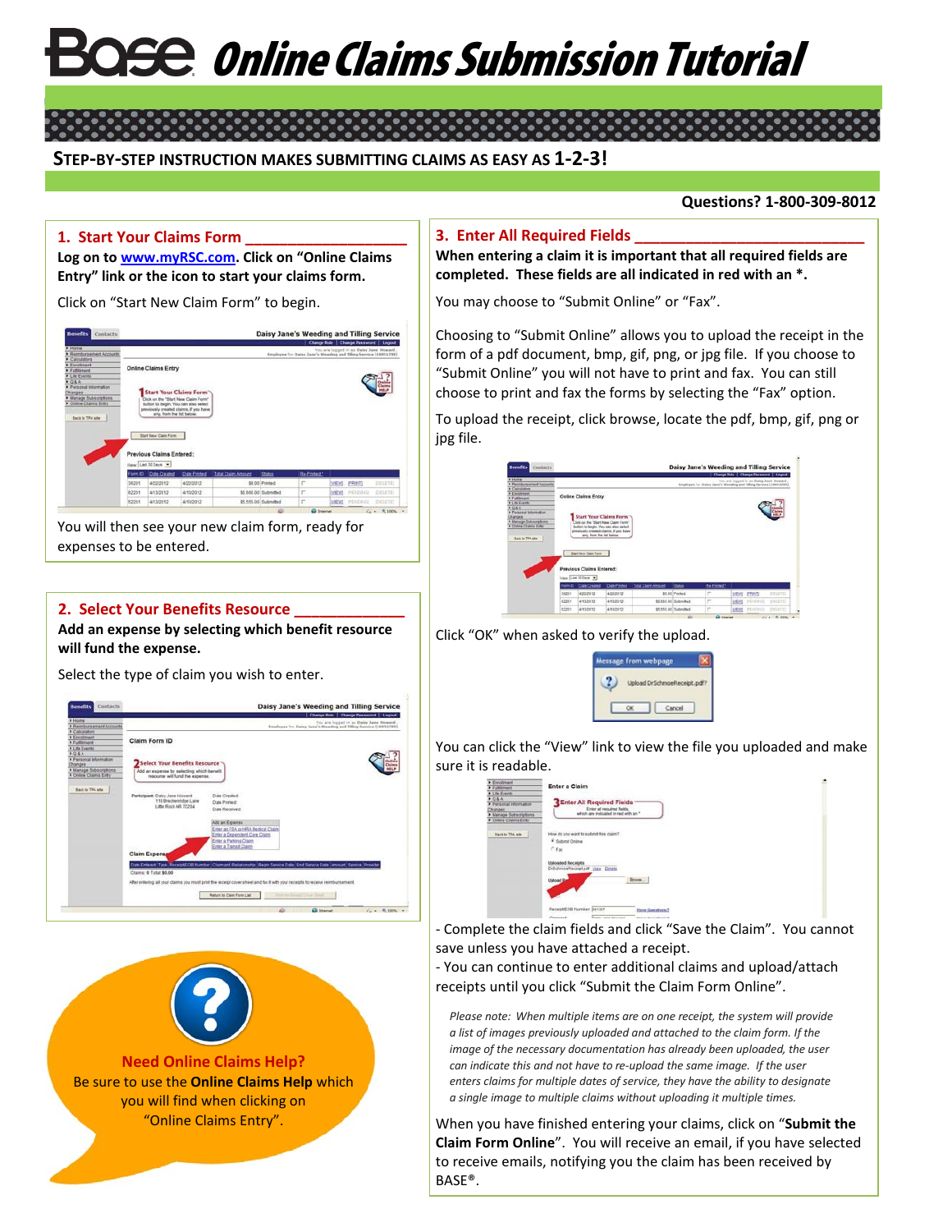# Base Online Claims Submission Tutorial

**STEP-BY-STEP INSTRUCTION MAKES SUBMITTING CLAIMS AS EASY AS 1-2-3!**

**Questions? 1-800-309-8012**

## 1. Start Your Claims Form

**Log on to [www.myRSC.com](http://www.myRSC.com). Click on "Online Claims Entry" link or the icon to start your claims form.**

Click on "Start New Claim Form" to begin.

You will then see your new claim form, ready for expenses to be entered.

## 2. Select Your Benefits Resource

**Add an expense by selecting which benefit resource will fund the expense.**

Select the type of claim you wish to enter.

**Need Online Claims Help?**

Be sure to use the **Online Claims Help** which you will find when clicking on "Online Claims Entry".

## 3. Enter All Required Fields

**When entering a claim it is important that all required fields are completed. These fields are all indicated in red with an *.**

You may choose to "Submit Online" or "Fax".

Choosing to "Submit Online" allows you to upload the receipt in the form of a pdf document, bmp, gif, png, or jpg file. If you choose to "Submit Online" you will not have to print and fax. You can still choose to print and fax the forms by selecting the "Fax" option.

To upload the receipt, click browse, locate the pdf, bmp, gif, png or jpg file.

Click "OK" when asked to verify the upload.

You can click the "View" link to view the file you uploaded and make sure it is readable.

- Complete the claim fields and click "Save the Claim". You cannot save unless you have attached a receipt.
- You can continue to enter additional claims and upload/attach receipts until you click "Submit the Claim Form Online".

*Please note: When multiple items are on one receipt, the system will provide a list of images previously uploaded and attached to the claim form. If the image of the necessary documentation has already been uploaded, the user can indicate this and not have to re-upload the same image. If the user enters claims for multiple dates of service, they have the ability to designate a single image to multiple claims without uploading it multiple times.*

When you have finished entering your claims, click on "**Submit the Claim Form Online**". You will receive an email, if you have selected to receive emails, notifying you the claim has been received by BASE®.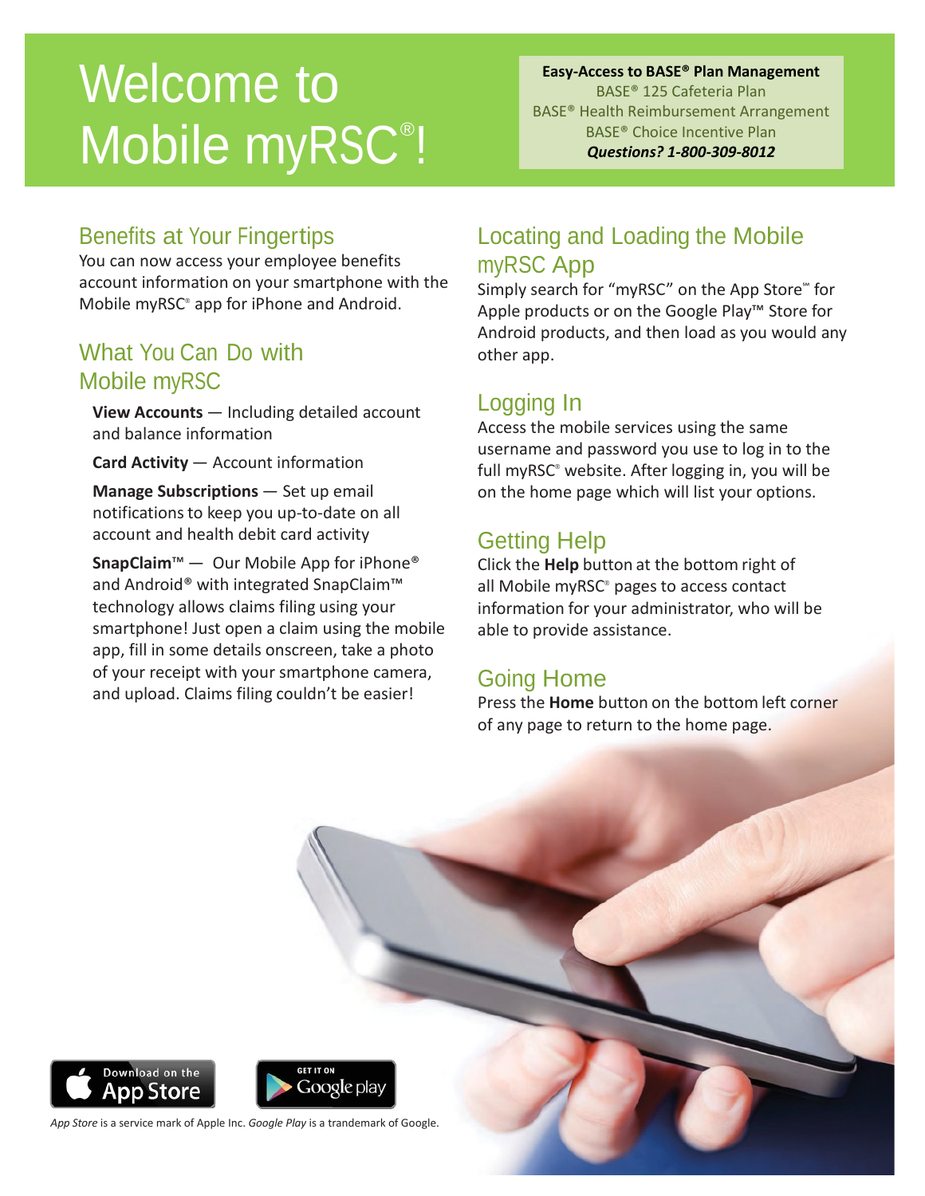# Welcome to Mobile myRSC®!

**Easy-Access to BASE® Plan Management**
BASE® 125 Cafeteria Plan
BASE® Health Reimbursement Arrangement
BASE® Choice Incentive Plan
***Questions? 1-800-309-8012***

## Benefits at Your Fingertips

You can now access your employee benefits account information on your smartphone with the Mobile myRSC® app for iPhone and Android.

## What You Can Do with Mobile myRSC

**View Accounts** — Including detailed account and balance information

**Card Activity** — Account information

**Manage Subscriptions** — Set up email notifications to keep you up-to-date on all account and health debit card activity

**SnapClaim**™ — Our Mobile App for iPhone® and Android® with integrated SnapClaim™ technology allows claims filing using your smartphone! Just open a claim using the mobile app, fill in some details onscreen, take a photo of your receipt with your smartphone camera, and upload. Claims filing couldn't be easier!

## Locating and Loading the Mobile myRSC App

Simply search for "myRSC" on the App Store℠ for Apple products or on the Google Play™ Store for Android products, and then load as you would any other app.

## Logging In

Access the mobile services using the same username and password you use to log in to the full myRSC® website. After logging in, you will be on the home page which will list your options.

## Getting Help

Click the **Help** button at the bottom right of all Mobile myRSC® pages to access contact information for your administrator, who will be able to provide assistance.

## Going Home

Press the **Home** button on the bottom left corner of any page to return to the home page.

Download on the App Store

GET IT ON Google play

*App Store* is a service mark of Apple Inc. *Google Play* is a trademark of Google.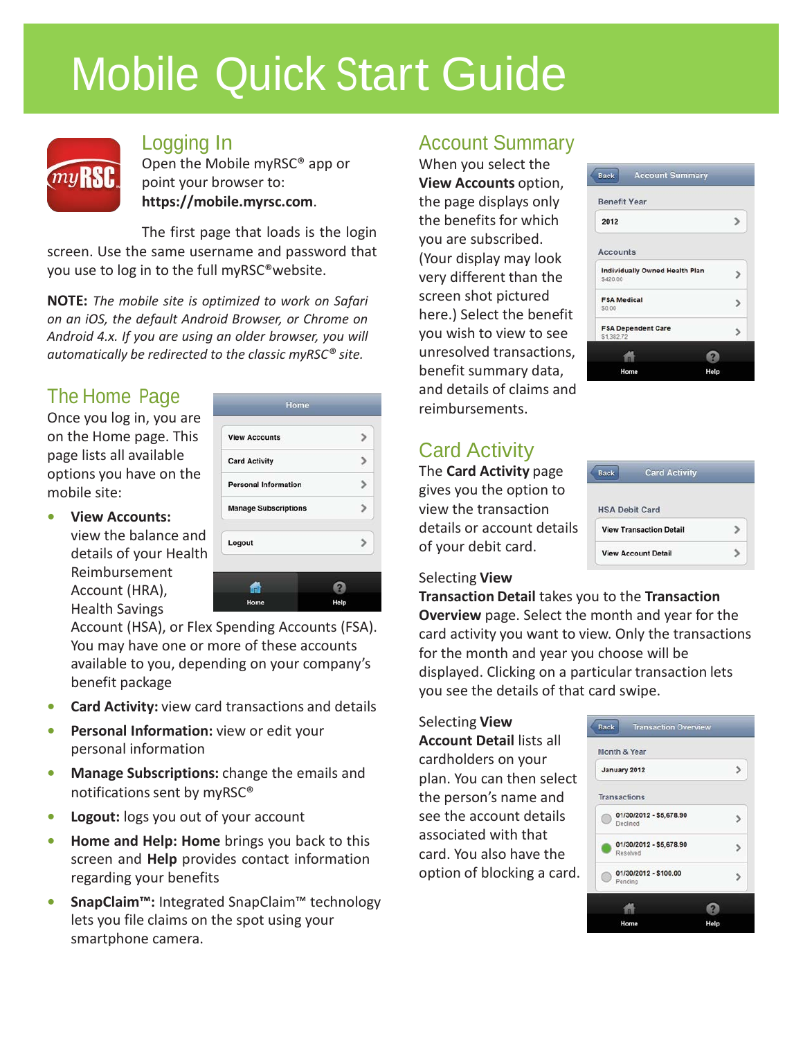# Mobile Quick Start Guide

## Logging In

Open the Mobile myRSC® app or point your browser to: **https://mobile.myrsc.com**.

The first page that loads is the login screen. Use the same username and password that you use to log in to the full myRSC®website.

**NOTE:** *The mobile site is optimized to work on Safari on an iOS, the default Android Browser, or Chrome on Android 4.x. If you are using an older browser, you will automatically be redirected to the classic myRSC® site.*

## The Home Page

Once you log in, you are on the Home page. This page lists all available options you have on the mobile site:

- **View Accounts:** view the balance and details of your Health Reimbursement Account (HRA), Health Savings Account (HSA), or Flex Spending Accounts (FSA). You may have one or more of these accounts available to you, depending on your company's benefit package
- **Card Activity:** view card transactions and details
- **Personal Information:** view or edit your personal information
- **Manage Subscriptions:** change the emails and notifications sent by myRSC®
- **Logout:** logs you out of your account
- **Home and Help: Home** brings you back to this screen and **Help** provides contact information regarding your benefits
- **SnapClaim™:** Integrated SnapClaim™ technology lets you file claims on the spot using your smartphone camera.

## Account Summary

When you select the **View Accounts** option, the page displays only the benefits for which you are subscribed. (Your display may look very different than the screen shot pictured here.) Select the benefit you wish to view to see unresolved transactions, benefit summary data, and details of claims and reimbursements.

## Card Activity

The **Card Activity** page gives you the option to view the transaction details or account details of your debit card.

Selecting **View Transaction Detail** takes you to the **Transaction Overview** page. Select the month and year for the card activity you want to view. Only the transactions for the month and year you choose will be displayed. Clicking on a particular transaction lets you see the details of that card swipe.

Selecting **View Account Detail** lists all cardholders on your plan. You can then select the person's name and see the account details associated with that card. You also have the option of blocking a card.